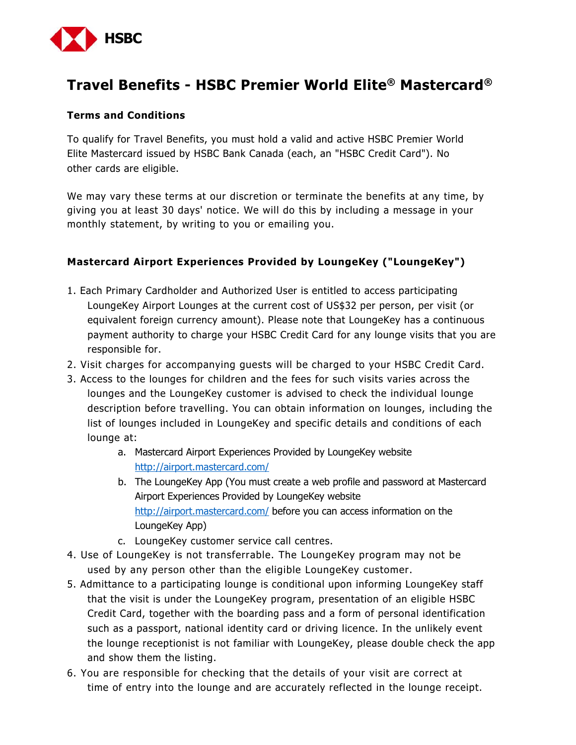HSBC

# Travel Benefits - HSBC Premier World Elite® Mastercard®

**Terms and Conditions**

To qualify for Travel Benefits, you must hold a valid and active HSBC Premier World Elite Mastercard issued by HSBC Bank Canada (each, an "HSBC Credit Card"). No other cards are eligible.

We may vary these terms at our discretion or terminate the benefits at any time, by giving you at least 30 days' notice. We will do this by including a message in your monthly statement, by writing to you or emailing you.

## Mastercard Airport Experiences Provided by LoungeKey ("LoungeKey")

1. Each Primary Cardholder and Authorized User is entitled to access participating LoungeKey Airport Lounges at the current cost of US$32 per person, per visit (or equivalent foreign currency amount). Please note that LoungeKey has a continuous payment authority to charge your HSBC Credit Card for any lounge visits that you are responsible for.
2. Visit charges for accompanying guests will be charged to your HSBC Credit Card.
3. Access to the lounges for children and the fees for such visits varies across the lounges and the LoungeKey customer is advised to check the individual lounge description before travelling. You can obtain information on lounges, including the list of lounges included in LoungeKey and specific details and conditions of each lounge at:
   a. Mastercard Airport Experiences Provided by LoungeKey website http://airport.mastercard.com/
   b. The LoungeKey App (You must create a web profile and password at Mastercard Airport Experiences Provided by LoungeKey website http://airport.mastercard.com/ before you can access information on the LoungeKey App)
   c. LoungeKey customer service call centres.
4. Use of LoungeKey is not transferrable. The LoungeKey program may not be used by any person other than the eligible LoungeKey customer.
5. Admittance to a participating lounge is conditional upon informing LoungeKey staff that the visit is under the LoungeKey program, presentation of an eligible HSBC Credit Card, together with the boarding pass and a form of personal identification such as a passport, national identity card or driving licence. In the unlikely event the lounge receptionist is not familiar with LoungeKey, please double check the app and show them the listing.
6. You are responsible for checking that the details of your visit are correct at time of entry into the lounge and are accurately reflected in the lounge receipt.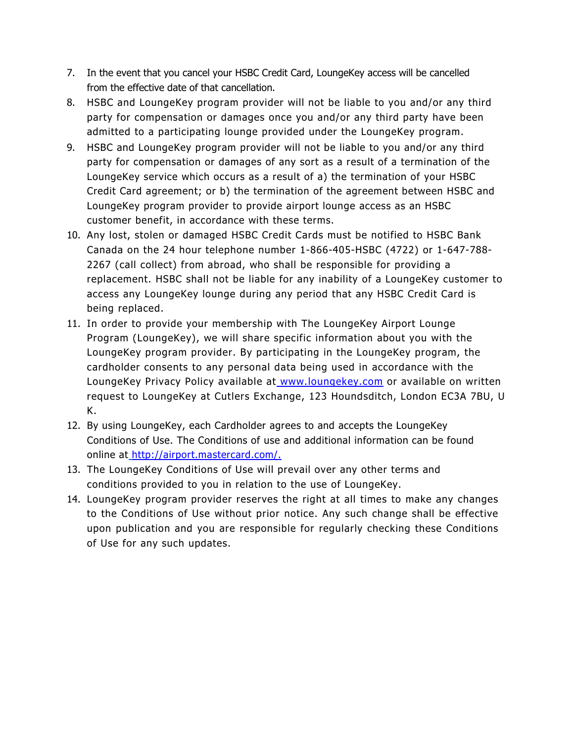7. In the event that you cancel your HSBC Credit Card, LoungeKey access will be cancelled from the effective date of that cancellation.
8. HSBC and LoungeKey program provider will not be liable to you and/or any third party for compensation or damages once you and/or any third party have been admitted to a participating lounge provided under the LoungeKey program.
9. HSBC and LoungeKey program provider will not be liable to you and/or any third party for compensation or damages of any sort as a result of a termination of the LoungeKey service which occurs as a result of a) the termination of your HSBC Credit Card agreement; or b) the termination of the agreement between HSBC and LoungeKey program provider to provide airport lounge access as an HSBC customer benefit, in accordance with these terms.
10. Any lost, stolen or damaged HSBC Credit Cards must be notified to HSBC Bank Canada on the 24 hour telephone number 1-866-405-HSBC (4722) or 1-647-788-2267 (call collect) from abroad, who shall be responsible for providing a replacement. HSBC shall not be liable for any inability of a LoungeKey customer to access any LoungeKey lounge during any period that any HSBC Credit Card is being replaced.
11. In order to provide your membership with The LoungeKey Airport Lounge Program (LoungeKey), we will share specific information about you with the LoungeKey program provider. By participating in the LoungeKey program, the cardholder consents to any personal data being used in accordance with the LoungeKey Privacy Policy available at [www.loungekey.com](http://www.loungekey.com) or available on written request to LoungeKey at Cutlers Exchange, 123 Houndsditch, London EC3A 7BU, U K.
12. By using LoungeKey, each Cardholder agrees to and accepts the LoungeKey Conditions of Use. The Conditions of use and additional information can be found online at [http://airport.mastercard.com/.](http://airport.mastercard.com/)
13. The LoungeKey Conditions of Use will prevail over any other terms and conditions provided to you in relation to the use of LoungeKey.
14. LoungeKey program provider reserves the right at all times to make any changes to the Conditions of Use without prior notice. Any such change shall be effective upon publication and you are responsible for regularly checking these Conditions of Use for any such updates.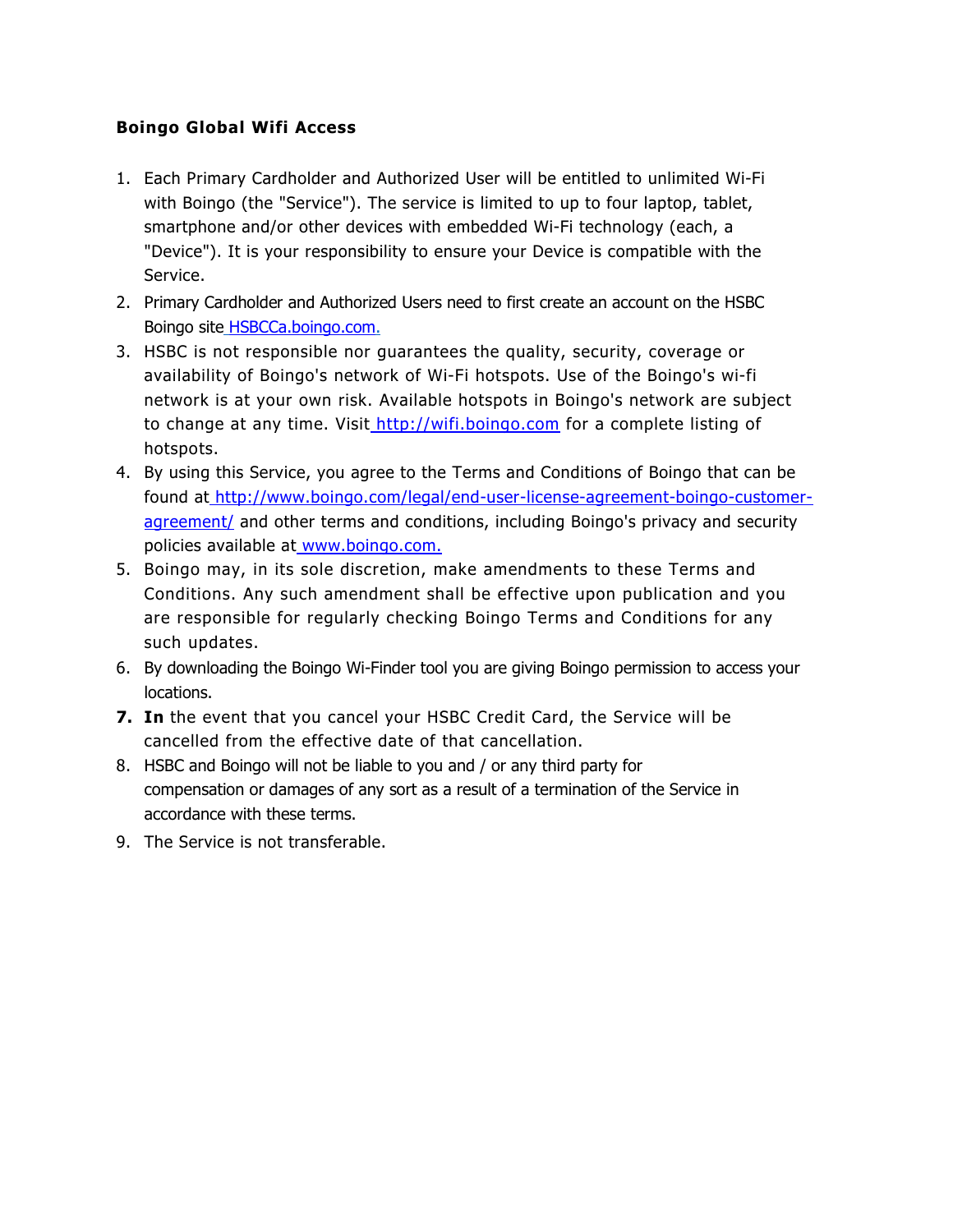**Boingo Global Wifi Access**

1. Each Primary Cardholder and Authorized User will be entitled to unlimited Wi-Fi with Boingo (the "Service"). The service is limited to up to four laptop, tablet, smartphone and/or other devices with embedded Wi-Fi technology (each, a "Device"). It is your responsibility to ensure your Device is compatible with the Service.
2. Primary Cardholder and Authorized Users need to first create an account on the HSBC Boingo site HSBCCa.boingo.com.
3. HSBC is not responsible nor guarantees the quality, security, coverage or availability of Boingo's network of Wi-Fi hotspots. Use of the Boingo's wi-fi network is at your own risk. Available hotspots in Boingo's network are subject to change at any time. Visit http://wifi.boingo.com for a complete listing of hotspots.
4. By using this Service, you agree to the Terms and Conditions of Boingo that can be found at http://www.boingo.com/legal/end-user-license-agreement-boingo-customer-agreement/ and other terms and conditions, including Boingo's privacy and security policies available at www.boingo.com.
5. Boingo may, in its sole discretion, make amendments to these Terms and Conditions. Any such amendment shall be effective upon publication and you are responsible for regularly checking Boingo Terms and Conditions for any such updates.
6. By downloading the Boingo Wi-Finder tool you are giving Boingo permission to access your locations.
7. **In** the event that you cancel your HSBC Credit Card, the Service will be cancelled from the effective date of that cancellation.
8. HSBC and Boingo will not be liable to you and / or any third party for compensation or damages of any sort as a result of a termination of the Service in accordance with these terms.
9. The Service is not transferable.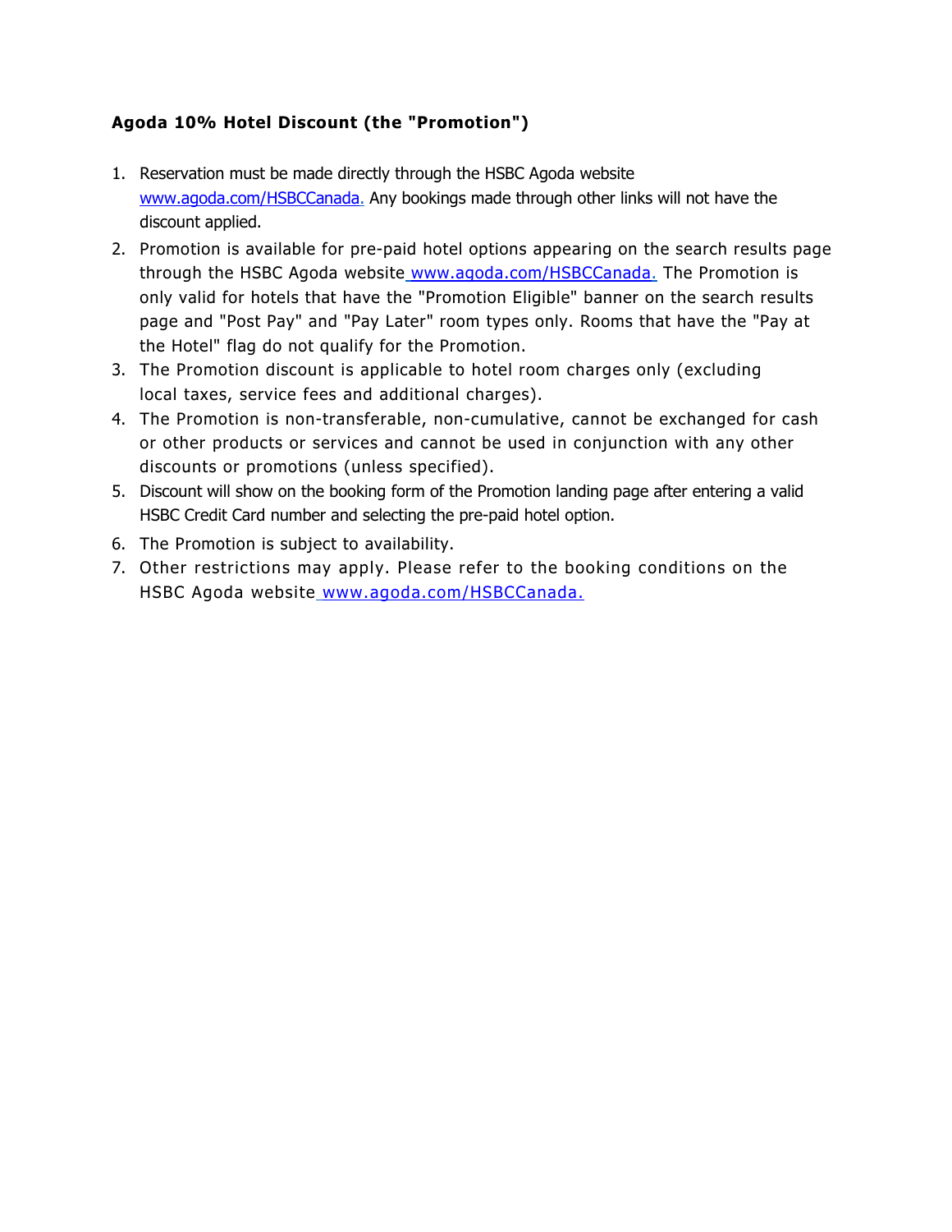**Agoda 10% Hotel Discount (the "Promotion")**

1. Reservation must be made directly through the HSBC Agoda website www.agoda.com/HSBCCanada. Any bookings made through other links will not have the discount applied.
2. Promotion is available for pre-paid hotel options appearing on the search results page through the HSBC Agoda website www.agoda.com/HSBCCanada. The Promotion is only valid for hotels that have the "Promotion Eligible" banner on the search results page and "Post Pay" and "Pay Later" room types only. Rooms that have the "Pay at the Hotel" flag do not qualify for the Promotion.
3. The Promotion discount is applicable to hotel room charges only (excluding local taxes, service fees and additional charges).
4. The Promotion is non-transferable, non-cumulative, cannot be exchanged for cash or other products or services and cannot be used in conjunction with any other discounts or promotions (unless specified).
5. Discount will show on the booking form of the Promotion landing page after entering a valid HSBC Credit Card number and selecting the pre-paid hotel option.
6. The Promotion is subject to availability.
7. Other restrictions may apply. Please refer to the booking conditions on the HSBC Agoda website www.agoda.com/HSBCCanada.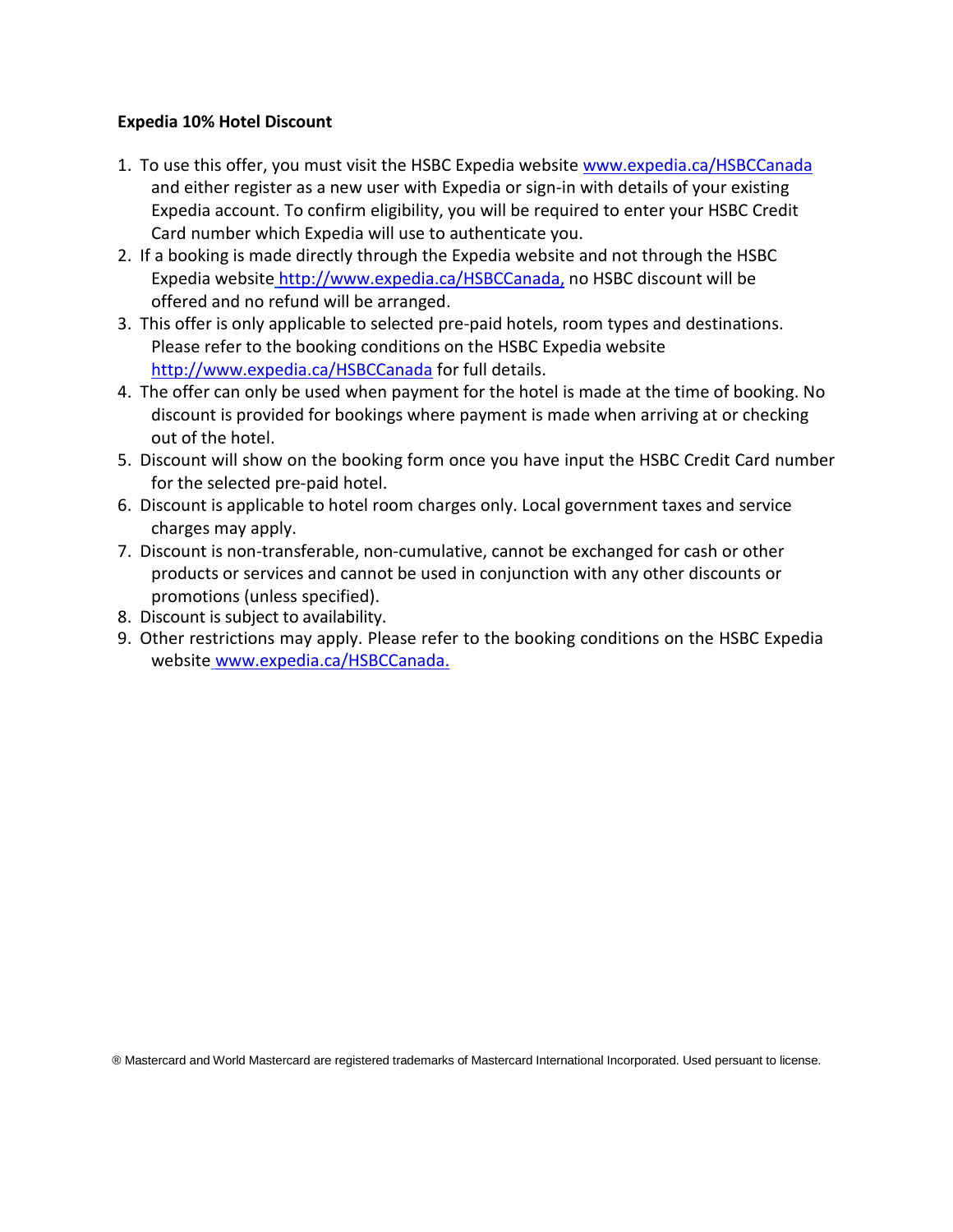**Expedia 10% Hotel Discount**

1. To use this offer, you must visit the HSBC Expedia website www.expedia.ca/HSBCCanada and either register as a new user with Expedia or sign-in with details of your existing Expedia account. To confirm eligibility, you will be required to enter your HSBC Credit Card number which Expedia will use to authenticate you.
2. If a booking is made directly through the Expedia website and not through the HSBC Expedia website http://www.expedia.ca/HSBCCanada, no HSBC discount will be offered and no refund will be arranged.
3. This offer is only applicable to selected pre-paid hotels, room types and destinations. Please refer to the booking conditions on the HSBC Expedia website http://www.expedia.ca/HSBCCanada for full details.
4. The offer can only be used when payment for the hotel is made at the time of booking. No discount is provided for bookings where payment is made when arriving at or checking out of the hotel.
5. Discount will show on the booking form once you have input the HSBC Credit Card number for the selected pre-paid hotel.
6. Discount is applicable to hotel room charges only. Local government taxes and service charges may apply.
7. Discount is non-transferable, non-cumulative, cannot be exchanged for cash or other products or services and cannot be used in conjunction with any other discounts or promotions (unless specified).
8. Discount is subject to availability.
9. Other restrictions may apply. Please refer to the booking conditions on the HSBC Expedia website www.expedia.ca/HSBCCanada.

® Mastercard and World Mastercard are registered trademarks of Mastercard International Incorporated. Used persuant to license.